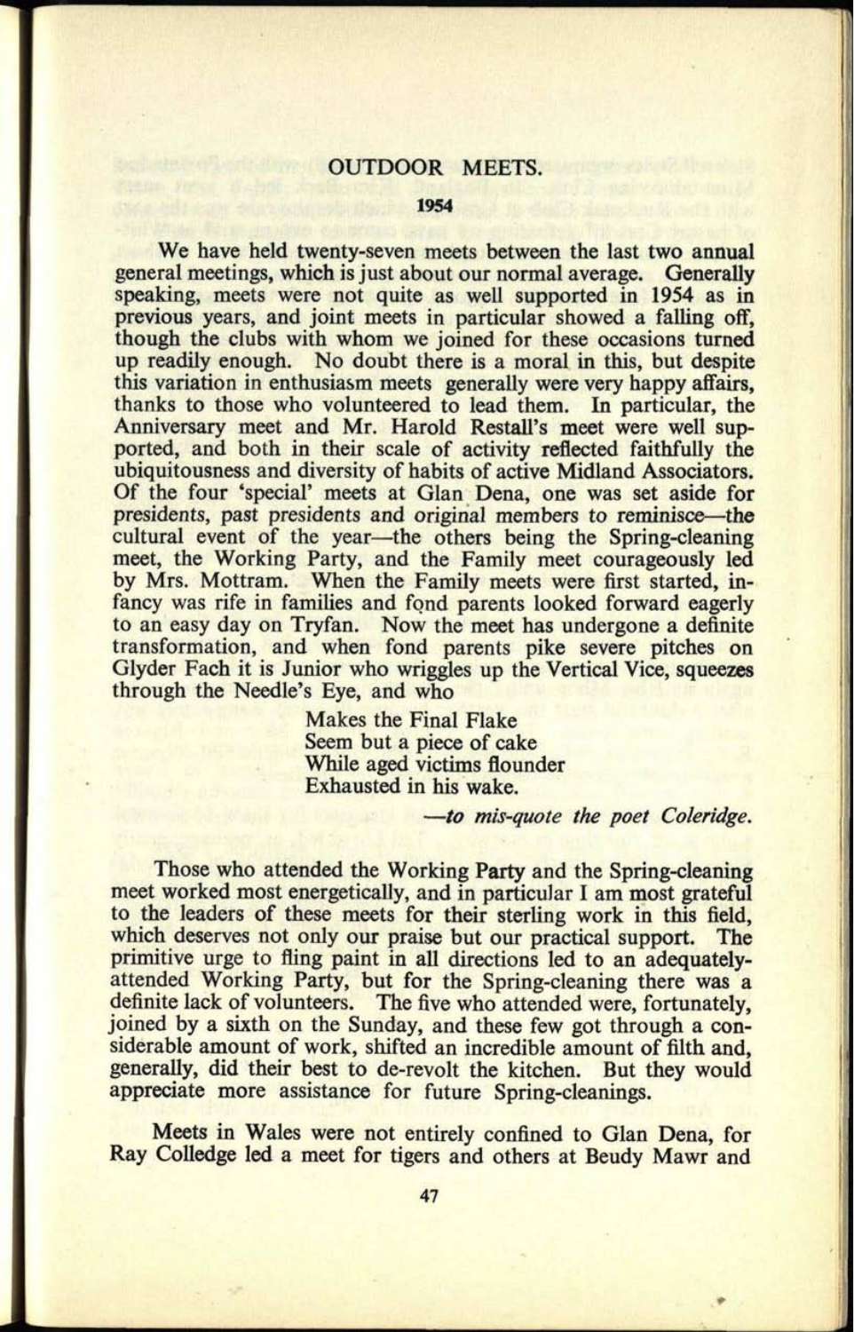# OUTDOOR MEETS.

## 1954

We have held twenty-seven meets between the last two annual general meetings, which is just about our normal average. Generally speaking, meets were not quite as well supported in 1954 as in previous years, and joint meets in particular showed a falling off, though the clubs with whom we joined for these occasions turned up readily enough. No doubt there is a moral in this, but despite this variation in enthusiasm meets generally were very happy affairs, thanks to those who volunteered to lead them. In particular, the Anniversary meet and Mr. Harold Restall's meet were well supported, and both in their scale of activity reflected faithfully the ubiquitousness and diversity of habits of active Midland Associators. Of the four 'special' meets at Glan Dena, one was set aside for presidents, past presidents and original members to reminisce—the cultural event of the year—the others being the Spring-cleaning meet, the Working Party, and the Family meet courageously led by Mrs. Mottram. When the Family meets were first started, infancy was rife in families and fond parents looked forward eagerly to an easy day on Tryfan. Now the meet has undergone a definite transformation, and when fond parents pike severe pitches on Glyder Fach it is Junior who wriggles up the Vertical Vice, squeezes through the Needle's Eye, and who

> Makes the Final Flake
> Seem but a piece of cake
> While aged victims flounder
> Exhausted in his wake.
>
> —*to mis-quote the poet Coleridge.*

Those who attended the Working Party and the Spring-cleaning meet worked most energetically, and in particular I am most grateful to the leaders of these meets for their sterling work in this field, which deserves not only our praise but our practical support. The primitive urge to fling paint in all directions led to an adequately-attended Working Party, but for the Spring-cleaning there was a definite lack of volunteers. The five who attended were, fortunately, joined by a sixth on the Sunday, and these few got through a considerable amount of work, shifted an incredible amount of filth and, generally, did their best to de-revolt the kitchen. But they would appreciate more assistance for future Spring-cleanings.

Meets in Wales were not entirely confined to Glan Dena, for Ray Colledge led a meet for tigers and others at Beudy Mawr and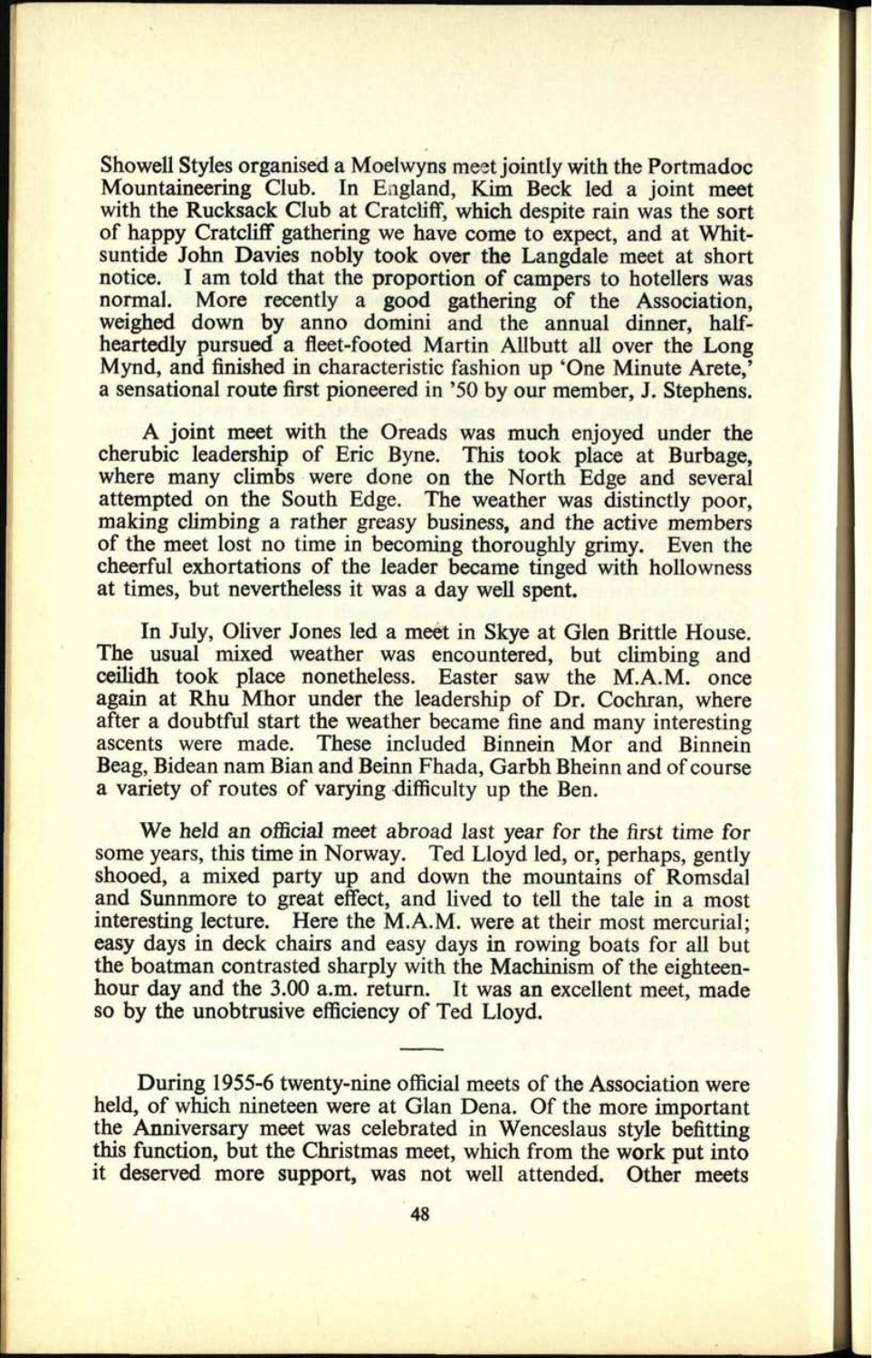Showell Styles organised a Moelwyns meet jointly with the Portmadoc Mountaineering Club. In England, Kim Beck led a joint meet with the Rucksack Club at Cratcliff, which despite rain was the sort of happy Cratcliff gathering we have come to expect, and at Whitsuntide John Davies nobly took over the Langdale meet at short notice. I am told that the proportion of campers to hotellers was normal. More recently a good gathering of the Association, weighed down by anno domini and the annual dinner, half-heartedly pursued a fleet-footed Martin Allbutt all over the Long Mynd, and finished in characteristic fashion up 'One Minute Arete,' a sensational route first pioneered in '50 by our member, J. Stephens.

A joint meet with the Oreads was much enjoyed under the cherubic leadership of Eric Byne. This took place at Burbage, where many climbs were done on the North Edge and several attempted on the South Edge. The weather was distinctly poor, making climbing a rather greasy business, and the active members of the meet lost no time in becoming thoroughly grimy. Even the cheerful exhortations of the leader became tinged with hollowness at times, but nevertheless it was a day well spent.

In July, Oliver Jones led a meet in Skye at Glen Brittle House. The usual mixed weather was encountered, but climbing and ceilidh took place nonetheless. Easter saw the M.A.M. once again at Rhu Mhor under the leadership of Dr. Cochran, where after a doubtful start the weather became fine and many interesting ascents were made. These included Binnein Mor and Binnein Beag, Bidean nam Bian and Beinn Fhada, Garbh Bheinn and of course a variety of routes of varying difficulty up the Ben.

We held an official meet abroad last year for the first time for some years, this time in Norway. Ted Lloyd led, or, perhaps, gently shooed, a mixed party up and down the mountains of Romsdal and Sunnmore to great effect, and lived to tell the tale in a most interesting lecture. Here the M.A.M. were at their most mercurial; easy days in deck chairs and easy days in rowing boats for all but the boatman contrasted sharply with the Machinism of the eighteen-hour day and the 3.00 a.m. return. It was an excellent meet, made so by the unobtrusive efficiency of Ted Lloyd.

---

During 1955-6 twenty-nine official meets of the Association were held, of which nineteen were at Glan Dena. Of the more important the Anniversary meet was celebrated in Wenceslaus style befitting this function, but the Christmas meet, which from the work put into it deserved more support, was not well attended. Other meets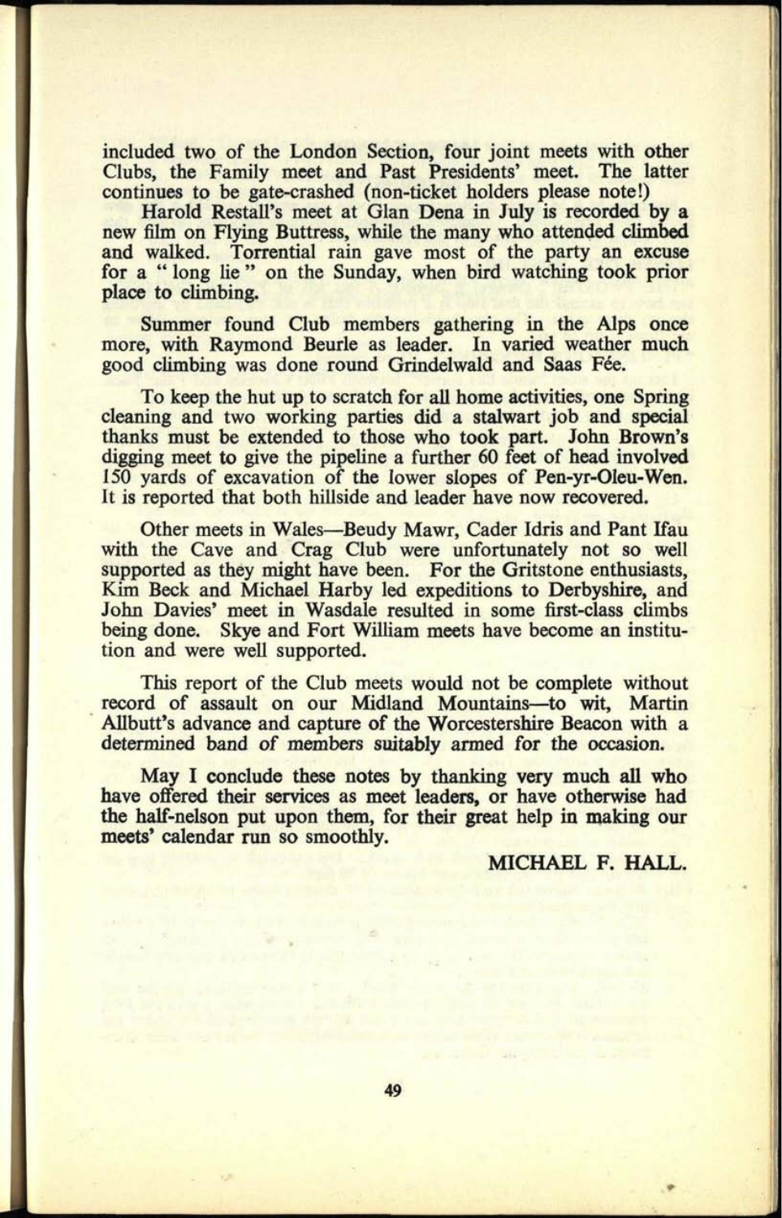included two of the London Section, four joint meets with other Clubs, the Family meet and Past Presidents' meet. The latter continues to be gate-crashed (non-ticket holders please note!)

Harold Restall's meet at Glan Dena in July is recorded by a new film on Flying Buttress, while the many who attended climbed and walked. Torrential rain gave most of the party an excuse for a " long lie " on the Sunday, when bird watching took prior place to climbing.

Summer found Club members gathering in the Alps once more, with Raymond Beurle as leader. In varied weather much good climbing was done round Grindelwald and Saas Fée.

To keep the hut up to scratch for all home activities, one Spring cleaning and two working parties did a stalwart job and special thanks must be extended to those who took part. John Brown's digging meet to give the pipeline a further 60 feet of head involved 150 yards of excavation of the lower slopes of Pen-yr-Oleu-Wen. It is reported that both hillside and leader have now recovered.

Other meets in Wales—Beudy Mawr, Cader Idris and Pant Ifau with the Cave and Crag Club were unfortunately not so well supported as they might have been. For the Gritstone enthusiasts, Kim Beck and Michael Harby led expeditions to Derbyshire, and John Davies' meet in Wasdale resulted in some first-class climbs being done. Skye and Fort William meets have become an institution and were well supported.

This report of the Club meets would not be complete without record of assault on our Midland Mountains—to wit, Martin Allbutt's advance and capture of the Worcestershire Beacon with a determined band of members suitably armed for the occasion.

May I conclude these notes by thanking very much all who have offered their services as meet leaders, or have otherwise had the half-nelson put upon them, for their great help in making our meets' calendar run so smoothly.

MICHAEL F. HALL.